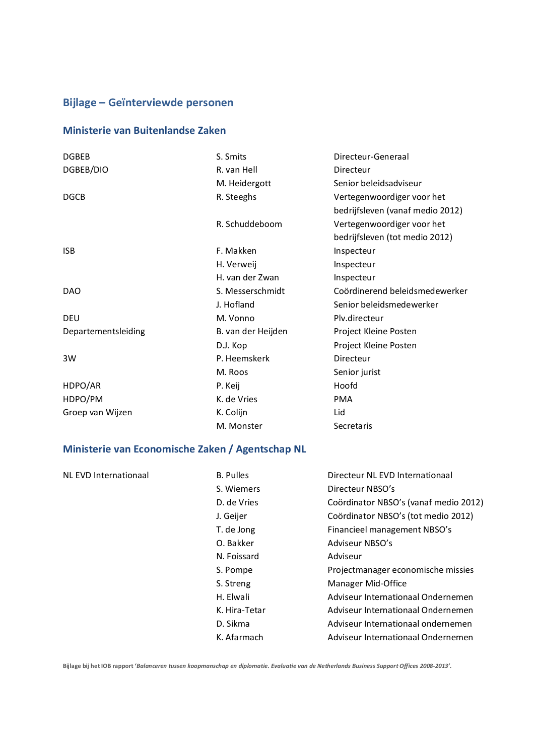## Bijlage – Geïnterviewde personen

### Ministerie van Buitenlandse Zaken

| | | |
|---|---|---|
| DGBEB | S. Smits | Directeur-Generaal |
| DGBEB/DIO | R. van Hell | Directeur |
| | M. Heidergott | Senior beleidsadviseur |
| DGCB | R. Steeghs | Vertegenwoordiger voor het bedrijfsleven (vanaf medio 2012) |
| | R. Schuddeboom | Vertegenwoordiger voor het bedrijfsleven (tot medio 2012) |
| ISB | F. Makken | Inspecteur |
| | H. Verweij | Inspecteur |
| | H. van der Zwan | Inspecteur |
| DAO | S. Messerschmidt | Coördinerend beleidsmedewerker |
| | J. Hofland | Senior beleidsmedewerker |
| DEU | M. Vonno | Plv.directeur |
| Departementsleiding | B. van der Heijden | Project Kleine Posten |
| | D.J. Kop | Project Kleine Posten |
| 3W | P. Heemskerk | Directeur |
| | M. Roos | Senior jurist |
| HDPO/AR | P. Keij | Hoofd |
| HDPO/PM | K. de Vries | PMA |
| Groep van Wijzen | K. Colijn | Lid |
| | M. Monster | Secretaris |

### Ministerie van Economische Zaken / Agentschap NL

| | | |
|---|---|---|
| NL EVD Internationaal | B. Pulles | Directeur NL EVD Internationaal |
| | S. Wiemers | Directeur NBSO's |
| | D. de Vries | Coördinator NBSO's (vanaf medio 2012) |
| | J. Geijer | Coördinator NBSO's (tot medio 2012) |
| | T. de Jong | Financieel management NBSO's |
| | O. Bakker | Adviseur NBSO's |
| | N. Foissard | Adviseur |
| | S. Pompe | Projectmanager economische missies |
| | S. Streng | Manager Mid-Office |
| | H. Elwali | Adviseur Internationaal Ondernemen |
| | K. Hira-Tetar | Adviseur Internationaal Ondernemen |
| | D. Sikma | Adviseur Internationaal ondernemen |
| | K. Afarmach | Adviseur Internationaal Ondernemen |

Bijlage bij het IOB rapport '*Balanceren tussen koopmanschap en diplomatie. Evaluatie van de Netherlands Business Support Offices 2008-2013*'.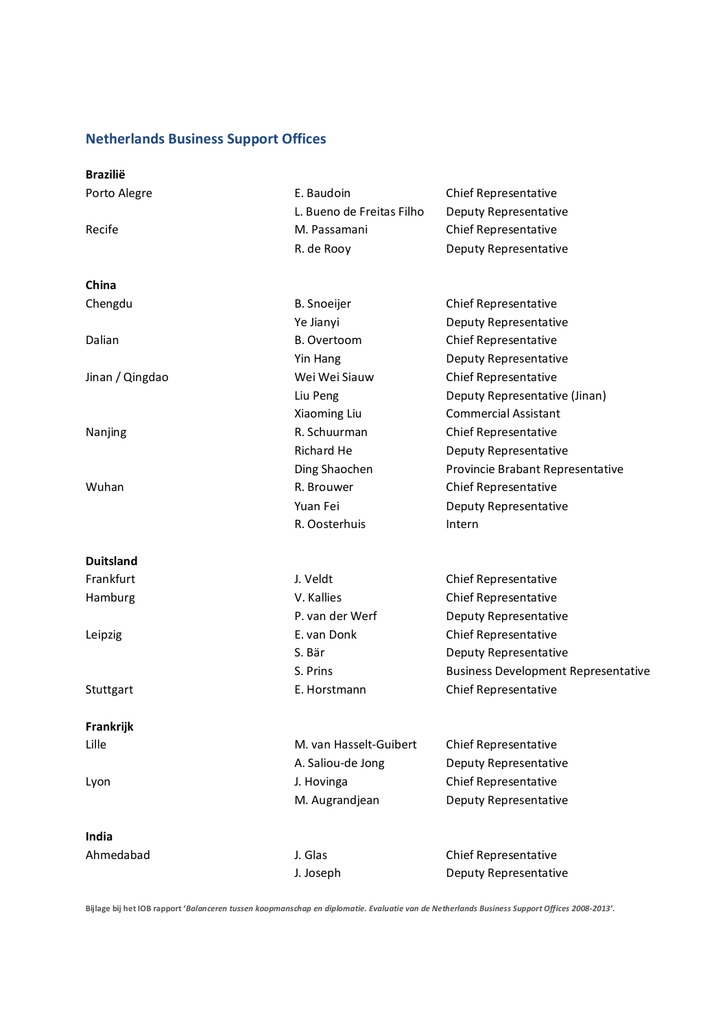## Netherlands Business Support Offices

| | | |
|---|---|---|
| **Brazilië** | | |
| Porto Alegre | E. Baudoin | Chief Representative |
| | L. Bueno de Freitas Filho | Deputy Representative |
| Recife | M. Passamani | Chief Representative |
| | R. de Rooy | Deputy Representative |
| **China** | | |
| Chengdu | B. Snoeijer | Chief Representative |
| | Ye Jianyi | Deputy Representative |
| Dalian | B. Overtoom | Chief Representative |
| | Yin Hang | Deputy Representative |
| Jinan / Qingdao | Wei Wei Siauw | Chief Representative |
| | Liu Peng | Deputy Representative (Jinan) |
| | Xiaoming Liu | Commercial Assistant |
| Nanjing | R. Schuurman | Chief Representative |
| | Richard He | Deputy Representative |
| | Ding Shaochen | Provincie Brabant Representative |
| Wuhan | R. Brouwer | Chief Representative |
| | Yuan Fei | Deputy Representative |
| | R. Oosterhuis | Intern |
| **Duitsland** | | |
| Frankfurt | J. Veldt | Chief Representative |
| Hamburg | V. Kallies | Chief Representative |
| | P. van der Werf | Deputy Representative |
| Leipzig | E. van Donk | Chief Representative |
| | S. Bär | Deputy Representative |
| | S. Prins | Business Development Representative |
| Stuttgart | E. Horstmann | Chief Representative |
| **Frankrijk** | | |
| Lille | M. van Hasselt-Guibert | Chief Representative |
| | A. Saliou-de Jong | Deputy Representative |
| Lyon | J. Hovinga | Chief Representative |
| | M. Augrandjean | Deputy Representative |
| **India** | | |
| Ahmedabad | J. Glas | Chief Representative |
| | J. Joseph | Deputy Representative |

**Bijlage bij het IOB rapport '*Balanceren tussen koopmanschap en diplomatie. Evaluatie van de Netherlands Business Support Offices 2008-2013*'.**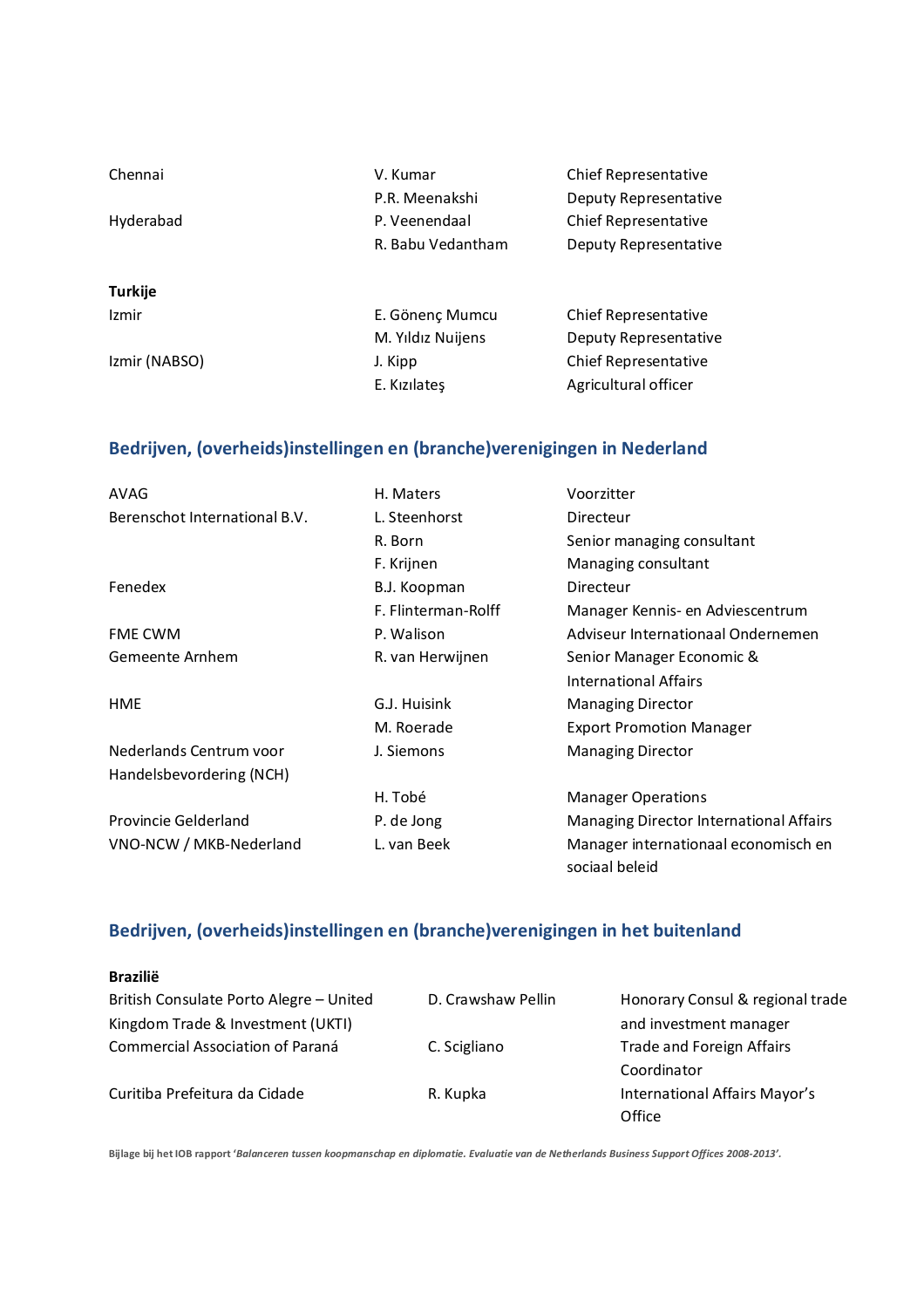| | | |
|---|---|---|
| Chennai | V. Kumar | Chief Representative |
| | P.R. Meenakshi | Deputy Representative |
| Hyderabad | P. Veenendaal | Chief Representative |
| | R. Babu Vedantham | Deputy Representative |

**Turkije**

| | | |
|---|---|---|
| Izmir | E. Gönenç Mumcu | Chief Representative |
| | M. Yıldız Nuijens | Deputy Representative |
| Izmir (NABSO) | J. Kipp | Chief Representative |
| | E. Kızılateş | Agricultural officer |

## Bedrijven, (overheids)instellingen en (branche)verenigingen in Nederland

| | | |
|---|---|---|
| AVAG | H. Maters | Voorzitter |
| Berenschot International B.V. | L. Steenhorst | Directeur |
| | R. Born | Senior managing consultant |
| | F. Krijnen | Managing consultant |
| Fenedex | B.J. Koopman | Directeur |
| | F. Flinterman-Rolff | Manager Kennis- en Adviescentrum |
| FME CWM | P. Walison | Adviseur Internationaal Ondernemen |
| Gemeente Arnhem | R. van Herwijnen | Senior Manager Economic & International Affairs |
| HME | G.J. Huisink | Managing Director |
| | M. Roerade | Export Promotion Manager |
| Nederlands Centrum voor Handelsbevordering (NCH) | J. Siemons | Managing Director |
| | H. Tobé | Manager Operations |
| Provincie Gelderland | P. de Jong | Managing Director International Affairs |
| VNO-NCW / MKB-Nederland | L. van Beek | Manager internationaal economisch en sociaal beleid |

## Bedrijven, (overheids)instellingen en (branche)verenigingen in het buitenland

**Brazilië**

| | | |
|---|---|---|
| British Consulate Porto Alegre – United Kingdom Trade & Investment (UKTI) | D. Crawshaw Pellin | Honorary Consul & regional trade and investment manager |
| Commercial Association of Paraná | C. Scigliano | Trade and Foreign Affairs Coordinator |
| Curitiba Prefeitura da Cidade | R. Kupka | International Affairs Mayor's Office |

Bijlage bij het IOB rapport '*Balanceren tussen koopmanschap en diplomatie. Evaluatie van de Netherlands Business Support Offices 2008-2013*'.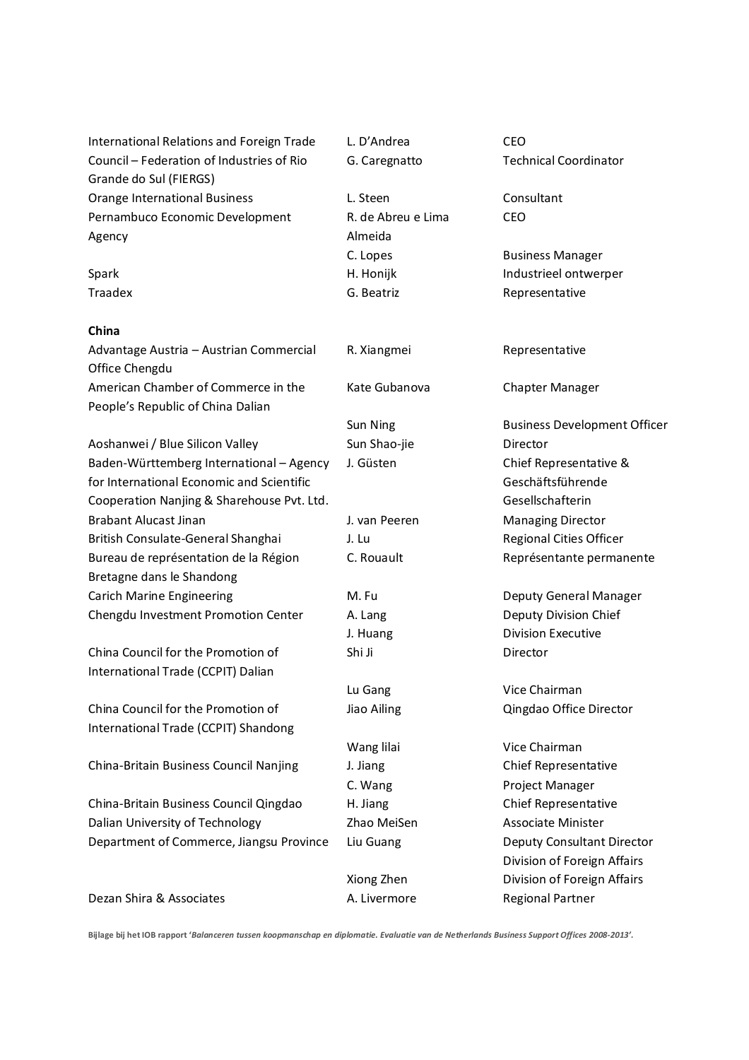| | | |
|---|---|---|
| International Relations and Foreign Trade Council – Federation of Industries of Rio Grande do Sul (FIERGS) | L. D'Andrea | CEO |
| | G. Caregnatto | Technical Coordinator |
| Orange International Business | L. Steen | Consultant |
| Pernambuco Economic Development Agency | R. de Abreu e Lima Almeida | CEO |
| | C. Lopes | Business Manager |
| Spark | H. Honijk | Industrieel ontwerper |
| Traadex | G. Beatriz | Representative |
| **China** | | |
| Advantage Austria – Austrian Commercial Office Chengdu | R. Xiangmei | Representative |
| American Chamber of Commerce in the People's Republic of China Dalian | Kate Gubanova | Chapter Manager |
| | Sun Ning | Business Development Officer |
| Aoshanwei / Blue Silicon Valley | Sun Shao-jie | Director |
| Baden-Württemberg International – Agency for International Economic and Scientific Cooperation Nanjing & Sharehouse Pvt. Ltd. | J. Güsten | Chief Representative & Geschäftsführende Gesellschafterin |
| Brabant Alucast Jinan | J. van Peeren | Managing Director |
| British Consulate-General Shanghai | J. Lu | Regional Cities Officer |
| Bureau de représentation de la Région Bretagne dans le Shandong | C. Rouault | Représentante permanente |
| Carich Marine Engineering | M. Fu | Deputy General Manager |
| Chengdu Investment Promotion Center | A. Lang | Deputy Division Chief |
| | J. Huang | Division Executive |
| China Council for the Promotion of International Trade (CCPIT) Dalian | Shi Ji | Director |
| | Lu Gang | Vice Chairman |
| China Council for the Promotion of International Trade (CCPIT) Shandong | Jiao Ailing | Qingdao Office Director |
| | Wang lilai | Vice Chairman |
| China-Britain Business Council Nanjing | J. Jiang | Chief Representative |
| | C. Wang | Project Manager |
| China-Britain Business Council Qingdao | H. Jiang | Chief Representative |
| Dalian University of Technology | Zhao MeiSen | Associate Minister |
| Department of Commerce, Jiangsu Province | Liu Guang | Deputy Consultant Director Division of Foreign Affairs |
| | Xiong Zhen | Division of Foreign Affairs |
| Dezan Shira & Associates | A. Livermore | Regional Partner |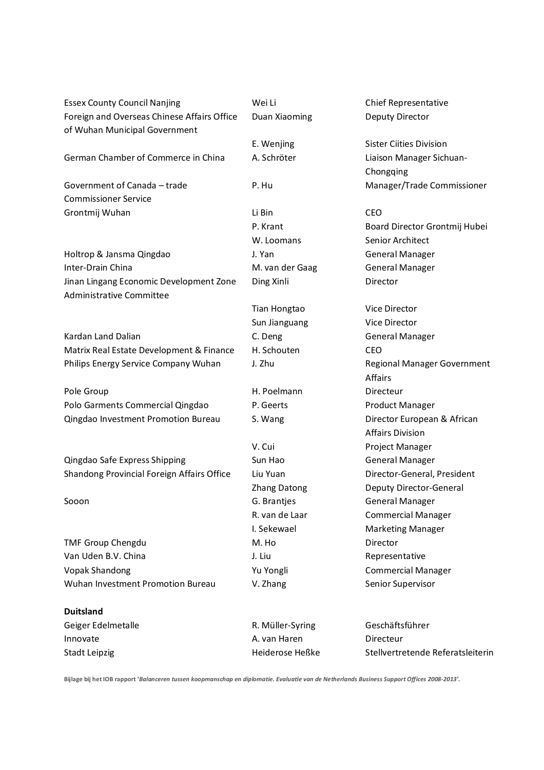| | | |
|---|---|---|
| Essex County Council Nanjing | Wei Li | Chief Representative |
| Foreign and Overseas Chinese Affairs Office of Wuhan Municipal Government | Duan Xiaoming | Deputy Director |
| | E. Wenjing | Sister Ciities Division |
| German Chamber of Commerce in China | A. Schröter | Liaison Manager Sichuan-Chongqing |
| Government of Canada – trade Commissioner Service | P. Hu | Manager/Trade Commissioner |
| Grontmij Wuhan | Li Bin | CEO |
| | P. Krant | Board Director Grontmij Hubei |
| | W. Loomans | Senior Architect |
| Holtrop & Jansma Qingdao | J. Yan | General Manager |
| Inter-Drain China | M. van der Gaag | General Manager |
| Jinan Lingang Economic Development Zone Administrative Committee | Ding Xinli | Director |
| | Tian Hongtao | Vice Director |
| | Sun Jianguang | Vice Director |
| Kardan Land Dalian | C. Deng | General Manager |
| Matrix Real Estate Development & Finance | H. Schouten | CEO |
| Philips Energy Service Company Wuhan | J. Zhu | Regional Manager Government Affairs |
| Pole Group | H. Poelmann | Directeur |
| Polo Garments Commercial Qingdao | P. Geerts | Product Manager |
| Qingdao Investment Promotion Bureau | S. Wang | Director European & African Affairs Division |
| | V. Cui | Project Manager |
| Qingdao Safe Express Shipping | Sun Hao | General Manager |
| Shandong Provincial Foreign Affairs Office | Liu Yuan | Director-General, President |
| | Zhang Datong | Deputy Director-General |
| Sooon | G. Brantjes | General Manager |
| | R. van de Laar | Commercial Manager |
| | I. Sekewael | Marketing Manager |
| TMF Group Chengdu | M. Ho | Director |
| Van Uden B.V. China | J. Liu | Representative |
| Vopak Shandong | Yu Yongli | Commercial Manager |
| Wuhan Investment Promotion Bureau | V. Zhang | Senior Supervisor |

**Duitsland**

| | | |
|---|---|---|
| Geiger Edelmetalle | R. Müller-Syring | Geschäftsführer |
| Innovate | A. van Haren | Directeur |
| Stadt Leipzig | Heiderose Heßke | Stellvertretende Referatsleiterin |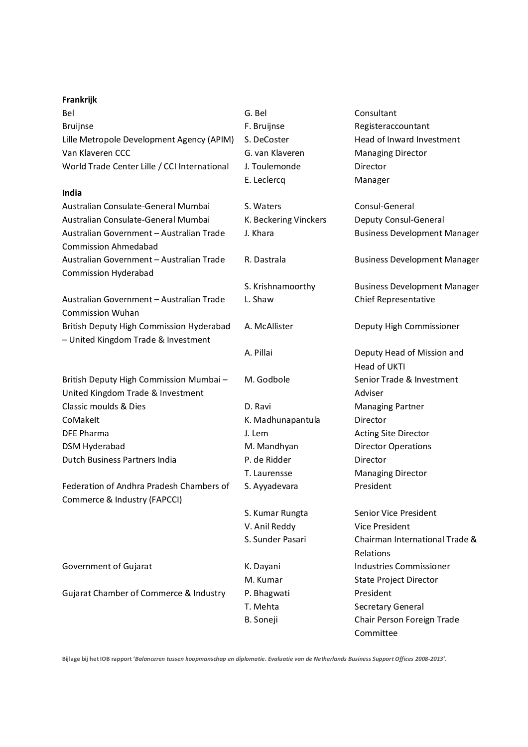| | | |
|---|---|---|
| **Frankrijk** | | |
| Bel | G. Bel | Consultant |
| Bruijnse | F. Bruijnse | Registeraccountant |
| Lille Metropole Development Agency (APIM) | S. DeCoster | Head of Inward Investment |
| Van Klaveren CCC | G. van Klaveren | Managing Director |
| World Trade Center Lille / CCI International | J. Toulemonde | Director |
| | E. Leclercq | Manager |
| **India** | | |
| Australian Consulate-General Mumbai | S. Waters | Consul-General |
| Australian Consulate-General Mumbai | K. Beckering Vinckers | Deputy Consul-General |
| Australian Government – Australian Trade Commission Ahmedabad | J. Khara | Business Development Manager |
| Australian Government – Australian Trade Commission Hyderabad | R. Dastrala | Business Development Manager |
| | S. Krishnamoorthy | Business Development Manager |
| Australian Government – Australian Trade Commission Wuhan | L. Shaw | Chief Representative |
| British Deputy High Commission Hyderabad – United Kingdom Trade & Investment | A. McAllister | Deputy High Commissioner |
| | A. Pillai | Deputy Head of Mission and Head of UKTI |
| British Deputy High Commission Mumbai – United Kingdom Trade & Investment | M. Godbole | Senior Trade & Investment Adviser |
| Classic moulds & Dies | D. Ravi | Managing Partner |
| CoMakeIt | K. Madhunapantula | Director |
| DFE Pharma | J. Lem | Acting Site Director |
| DSM Hyderabad | M. Mandhyan | Director Operations |
| Dutch Business Partners India | P. de Ridder | Director |
| | T. Laurensse | Managing Director |
| Federation of Andhra Pradesh Chambers of Commerce & Industry (FAPCCI) | S. Ayyadevara | President |
| | S. Kumar Rungta | Senior Vice President |
| | V. Anil Reddy | Vice President |
| | S. Sunder Pasari | Chairman International Trade & Relations |
| Government of Gujarat | K. Dayani | Industries Commissioner |
| | M. Kumar | State Project Director |
| Gujarat Chamber of Commerce & Industry | P. Bhagwati | President |
| | T. Mehta | Secretary General |
| | B. Soneji | Chair Person Foreign Trade Committee |

**Bijlage bij het IOB rapport '*Balanceren tussen koopmanschap en diplomatie. Evaluatie van de Netherlands Business Support Offices 2008-2013*'.**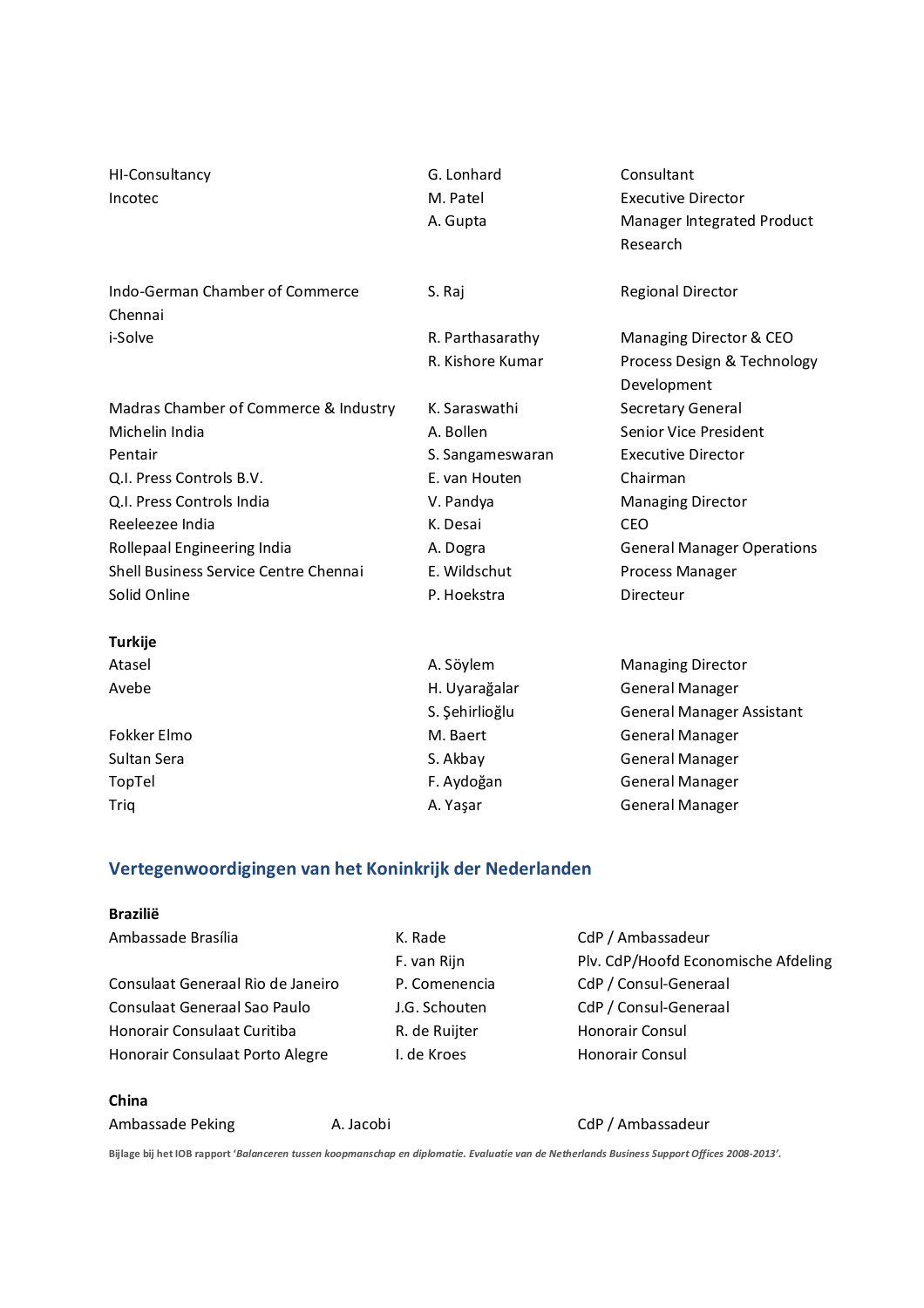| | | |
|---|---|---|
| HI-Consultancy | G. Lonhard | Consultant |
| Incotec | M. Patel | Executive Director |
| | A. Gupta | Manager Integrated Product Research |
| Indo-German Chamber of Commerce Chennai | S. Raj | Regional Director |
| i-Solve | R. Parthasarathy | Managing Director & CEO |
| | R. Kishore Kumar | Process Design & Technology Development |
| Madras Chamber of Commerce & Industry | K. Saraswathi | Secretary General |
| Michelin India | A. Bollen | Senior Vice President |
| Pentair | S. Sangameswaran | Executive Director |
| Q.I. Press Controls B.V. | E. van Houten | Chairman |
| Q.I. Press Controls India | V. Pandya | Managing Director |
| Reeleezee India | K. Desai | CEO |
| Rollepaal Engineering India | A. Dogra | General Manager Operations |
| Shell Business Service Centre Chennai | E. Wildschut | Process Manager |
| Solid Online | P. Hoekstra | Directeur |

**Turkije**

| | | |
|---|---|---|
| Atasel | A. Söylem | Managing Director |
| Avebe | H. Uyarağalar | General Manager |
| | S. Şehirlioğlu | General Manager Assistant |
| Fokker Elmo | M. Baert | General Manager |
| Sultan Sera | S. Akbay | General Manager |
| TopTel | F. Aydoğan | General Manager |
| Triq | A. Yaşar | General Manager |

## Vertegenwoordigingen van het Koninkrijk der Nederlanden

**Brazilië**

| | | |
|---|---|---|
| Ambassade Brasília | K. Rade | CdP / Ambassadeur |
| | F. van Rijn | Plv. CdP/Hoofd Economische Afdeling |
| Consulaat Generaal Rio de Janeiro | P. Comencencia | CdP / Consul-Generaal |
| Consulaat Generaal Sao Paulo | J.G. Schouten | CdP / Consul-Generaal |
| Honorair Consulaat Curitiba | R. de Ruijter | Honorair Consul |
| Honorair Consulaat Porto Alegre | I. de Kroes | Honorair Consul |

**China**

| | | |
|---|---|---|
| Ambassade Peking | A. Jacobi | CdP / Ambassadeur |

Bijlage bij het IOB rapport '*Balanceren tussen koopmanschap en diplomatie. Evaluatie van de Netherlands Business Support Offices 2008-2013*'.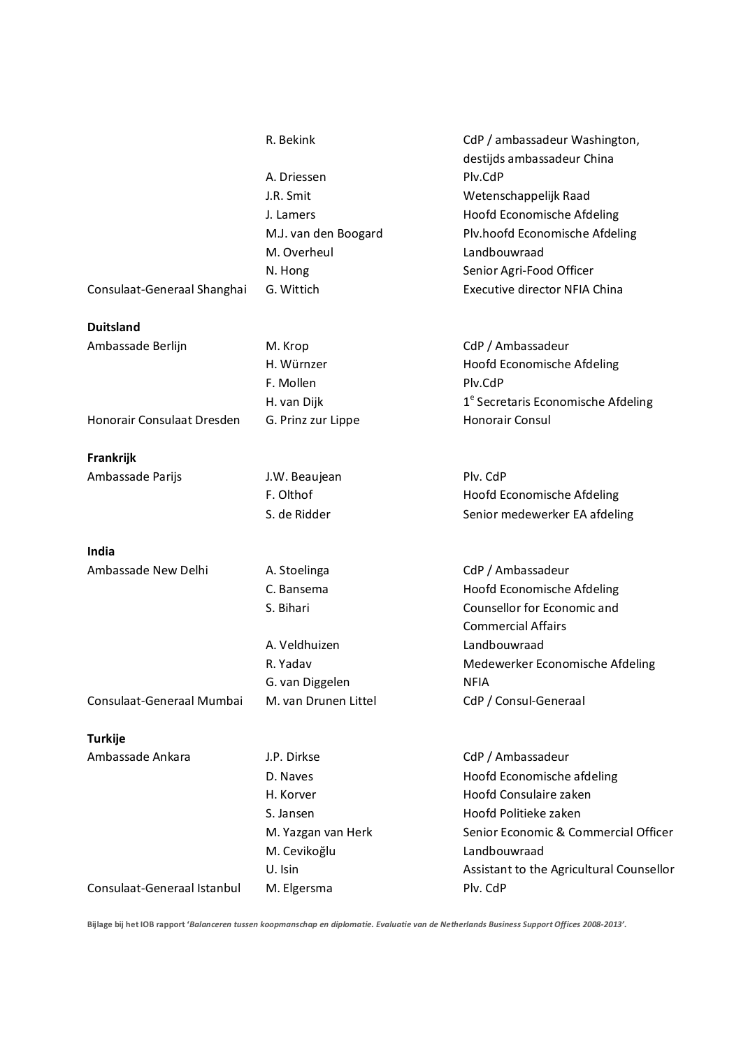| | | |
|---|---|---|
| | R. Bekink | CdP / ambassadeur Washington, destijds ambassadeur China |
| | A. Driessen | Plv.CdP |
| | J.R. Smit | Wetenschappelijk Raad |
| | J. Lamers | Hoofd Economische Afdeling |
| | M.J. van den Boogard | Plv.hoofd Economische Afdeling |
| | M. Overheul | Landbouwraad |
| | N. Hong | Senior Agri-Food Officer |
| Consulaat-Generaal Shanghai | G. Wittich | Executive director NFIA China |
| **Duitsland** | | |
| Ambassade Berlijn | M. Krop | CdP / Ambassadeur |
| | H. Würnzer | Hoofd Economische Afdeling |
| | F. Mollen | Plv.CdP |
| | H. van Dijk | 1e Secretaris Economische Afdeling |
| Honorair Consulaat Dresden | G. Prinz zur Lippe | Honorair Consul |
| **Frankrijk** | | |
| Ambassade Parijs | J.W. Beaujean | Plv. CdP |
| | F. Olthof | Hoofd Economische Afdeling |
| | S. de Ridder | Senior medewerker EA afdeling |
| **India** | | |
| Ambassade New Delhi | A. Stoelinga | CdP / Ambassadeur |
| | C. Bansema | Hoofd Economische Afdeling |
| | S. Bihari | Counsellor for Economic and Commercial Affairs |
| | A. Veldhuizen | Landbouwraad |
| | R. Yadav | Medewerker Economische Afdeling |
| | G. van Diggelen | NFIA |
| Consulaat-Generaal Mumbai | M. van Drunen Littel | CdP / Consul-Generaal |
| **Turkije** | | |
| Ambassade Ankara | J.P. Dirkse | CdP / Ambassadeur |
| | D. Naves | Hoofd Economische afdeling |
| | H. Korver | Hoofd Consulaire zaken |
| | S. Jansen | Hoofd Politieke zaken |
| | M. Yazgan van Herk | Senior Economic & Commercial Officer |
| | M. Cevikoğlu | Landbouwraad |
| | U. Isin | Assistant to the Agricultural Counsellor |
| Consulaat-Generaal Istanbul | M. Elgersma | Plv. CdP |

Bijlage bij het IOB rapport '*Balanceren tussen koopmanschap en diplomatie. Evaluatie van de Netherlands Business Support Offices 2008-2013*'.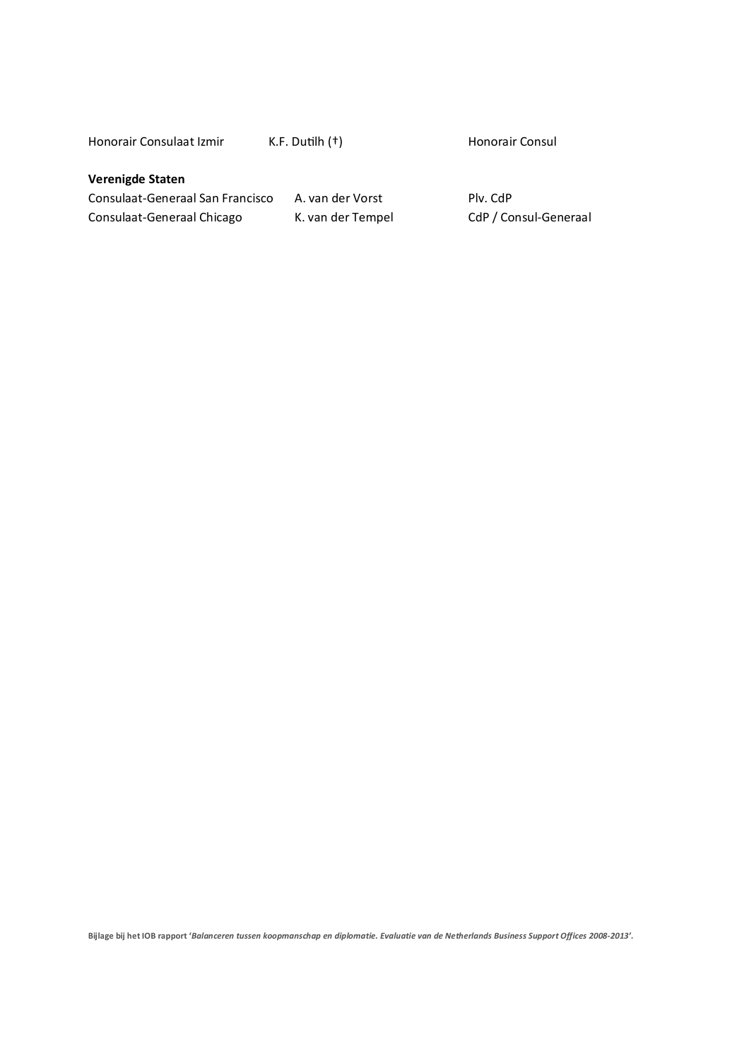| | | |
|---|---|---|
| Honorair Consulaat Izmir | K.F. Dutilh (†) | Honorair Consul |

**Verenigde Staten**

| | | |
|---|---|---|
| Consulaat-Generaal San Francisco | A. van der Vorst | Plv. CdP |
| Consulaat-Generaal Chicago | K. van der Tempel | CdP / Consul-Generaal |

**Bijlage bij het IOB rapport '*Balanceren tussen koopmanschap en diplomatie. Evaluatie van de Netherlands Business Support Offices 2008-2013*'.**